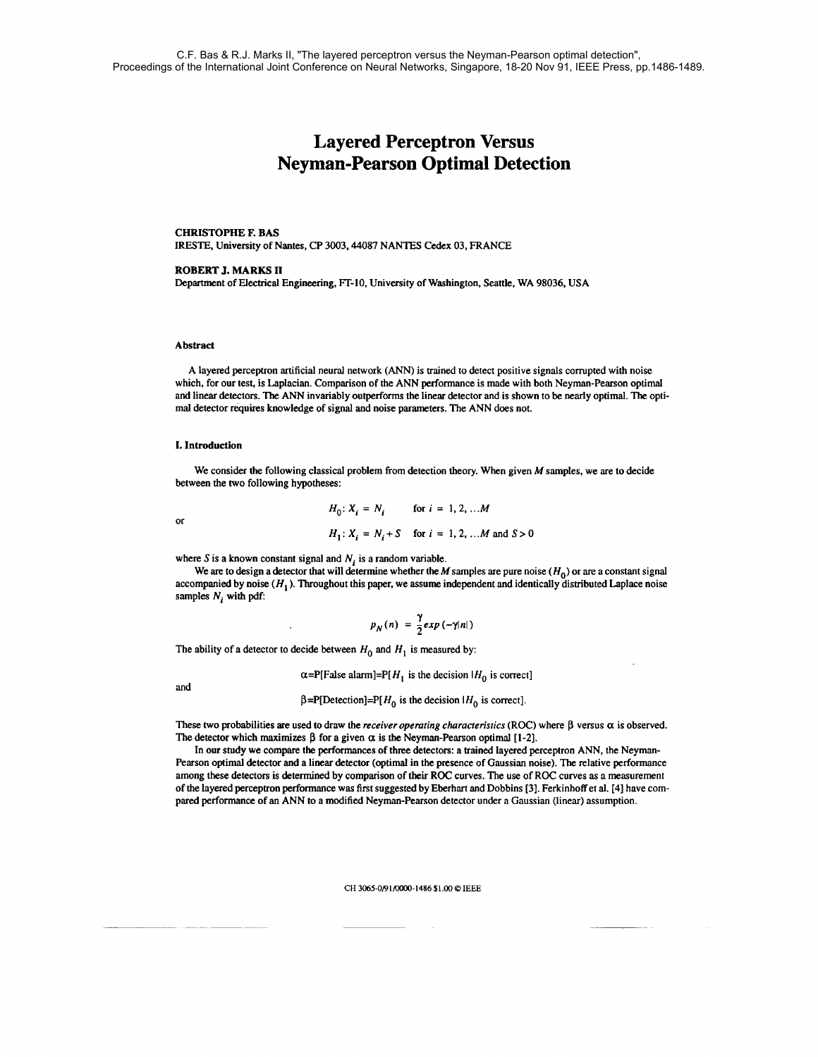C.F. Bas & R.J. Marks II, "The layered perceptron versus the Neyman-Pearson optimal detection", Proceedings of the International Joint Conference on Neural Networks, Singapore, 18-20 Nov 91, IEEE Press, pp.1486-1489.

# Layered Perceptron Versus Neyman-Pearson Optimal Detection

**CHRISTOPHE F. BAS**
**IRESTE, University of Nantes, CP 3003, 44087 NANTES Cedex 03, FRANCE**

**ROBERT J. MARKS II**
**Department of Electrical Engineering, FT-10, University of Washington, Seattle, WA 98036, USA**

### Abstract

A layered perceptron artificial neural network (ANN) is trained to detect positive signals corrupted with noise which, for our test, is Laplacian. Comparison of the ANN performance is made with both Neyman-Pearson optimal and linear detectors. The ANN invariably outperforms the linear detector and is shown to be nearly optimal. The optimal detector requires knowledge of signal and noise parameters. The ANN does not.

### I. Introduction

We consider the following classical problem from detection theory. When given $M$ samples, we are to decide between the two following hypotheses:

$$H_0 : X_i = N_i \qquad \text{for } i = 1, 2, \ldots M$$

or

$$H_1 : X_i = N_i + S \qquad \text{for } i = 1, 2, \ldots M \text{ and } S > 0$$

where $S$ is a known constant signal and $N_i$ is a random variable.

We are to design a detector that will determine whether the $M$ samples are pure noise ($H_0$) or are a constant signal accompanied by noise ($H_1$). Throughout this paper, we assume independent and identically distributed Laplace noise samples $N_i$ with pdf:

$$p_N(n) = \frac{\gamma}{2} exp(-\gamma|n|)$$

The ability of a detector to decide between $H_0$ and $H_1$ is measured by:

$$\alpha\text{=P[False alarm]=P[}H_1 \text{ is the decision } |H_0 \text{ is correct]}$$

and

$$\beta\text{=P[Detection]=P[}H_0 \text{ is the decision } |H_0 \text{ is correct]}.$$

These two probabilities are used to draw the *receiver operating characteristics* (ROC) where $\beta$ versus $\alpha$ is observed. The detector which maximizes $\beta$ for a given $\alpha$ is the Neyman-Pearson optimal [1-2].

In our study we compare the performances of three detectors: a trained layered perceptron ANN, the Neyman-Pearson optimal detector and a linear detector (optimal in the presence of Gaussian noise). The relative performance among these detectors is determined by comparison of their ROC curves. The use of ROC curves as a measurement of the layered perceptron performance was first suggested by Eberhart and Dobbins [3]. Ferkinhoff et al. [4] have compared performance of an ANN to a modified Neyman-Pearson detector under a Gaussian (linear) assumption.

CH 3065-0/91/0000-1486 $1.00 © IEEE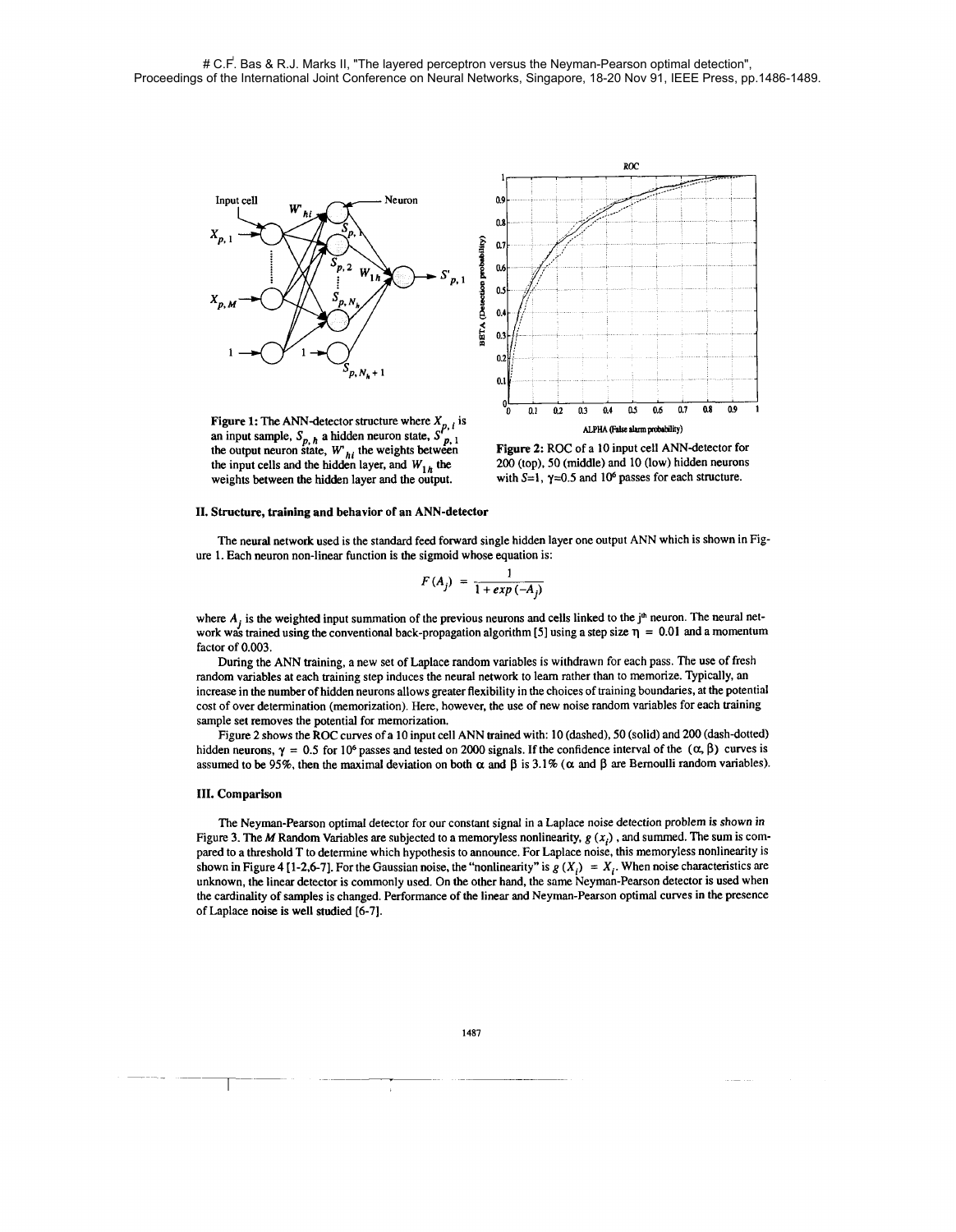Figure 1: The ANN-detector structure where $X_{p,i}$ is an input sample, $S_{p,h}$ a hidden neuron state, $S'_{p,1}$ the output neuron state, $W'_{hi}$ the weights between the input cells and the hidden layer, and $W_{1h}$ the weights between the hidden layer and the output.

Figure 2: ROC of a 10 input cell ANN-detector for 200 (top), 50 (middle) and 10 (low) hidden neurons with $S=1$, $\gamma=0.5$ and $10^6$ passes for each structure.

## II. Structure, training and behavior of an ANN-detector

The neural network used is the standard feed forward single hidden layer one output ANN which is shown in Figure 1. Each neuron non-linear function is the sigmoid whose equation is:

$$F(A_j) = \frac{1}{1 + exp(-A_j)}$$

where $A_j$ is the weighted input summation of the previous neurons and cells linked to the j[th] neuron. The neural network was trained using the conventional back-propagation algorithm [5] using a step size $\eta = 0.01$ and a momentum factor of 0.003.

During the ANN training, a new set of Laplace random variables is withdrawn for each pass. The use of fresh random variables at each training step induces the neural network to learn rather than to memorize. Typically, an increase in the number of hidden neurons allows greater flexibility in the choices of training boundaries, at the potential cost of over determination (memorization). Here, however, the use of new noise random variables for each training sample set removes the potential for memorization.

Figure 2 shows the ROC curves of a 10 input cell ANN trained with: 10 (dashed), 50 (solid) and 200 (dash-dotted) hidden neurons, $\gamma = 0.5$ for $10^6$ passes and tested on 2000 signals. If the confidence interval of the $(\alpha, \beta)$ curves is assumed to be 95%, then the maximal deviation on both $\alpha$ and $\beta$ is 3.1% ($\alpha$ and $\beta$ are Bernoulli random variables).

## III. Comparison

The Neyman-Pearson optimal detector for our constant signal in a Laplace noise detection problem is shown in Figure 3. The $M$ Random Variables are subjected to a memoryless nonlinearity, $g(x_i)$, and summed. The sum is compared to a threshold T to determine which hypothesis to announce. For Laplace noise, this memoryless nonlinearity is shown in Figure 4 [1-2,6-7]. For the Gaussian noise, the "nonlinearity" is $g(X_i) = X_i$. When noise characteristics are unknown, the linear detector is commonly used. On the other hand, the same Neyman-Pearson detector is used when the cardinality of samples is changed. Performance of the linear and Neyman-Pearson optimal curves in the presence of Laplace noise is well studied [6-7].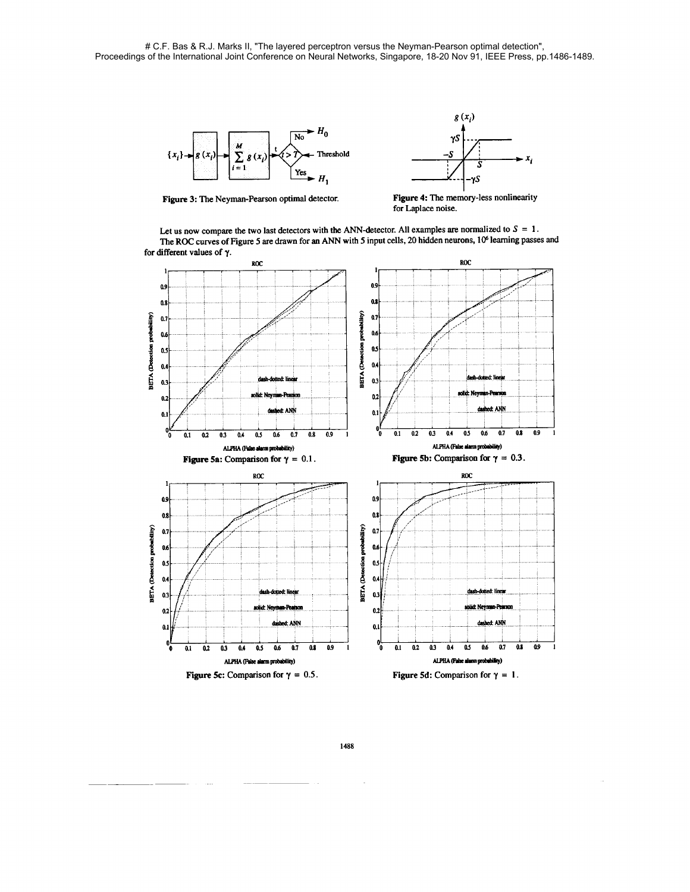Figure 3: The Neyman-Pearson optimal detector.

Figure 4: The memory-less nonlinearity for Laplace noise.

Let us now compare the two last detectors with the ANN-detector. All examples are normalized to $S = 1$.

The ROC curves of Figure 5 are drawn for an ANN with 5 input cells, 20 hidden neurons, $10^6$ learning passes and for different values of $\gamma$.

**Figure 5a:** Comparison for $\gamma = 0.1$.

**Figure 5b:** Comparison for $\gamma = 0.3$.

**Figure 5c:** Comparison for $\gamma = 0.5$.

**Figure 5d:** Comparison for $\gamma = 1$.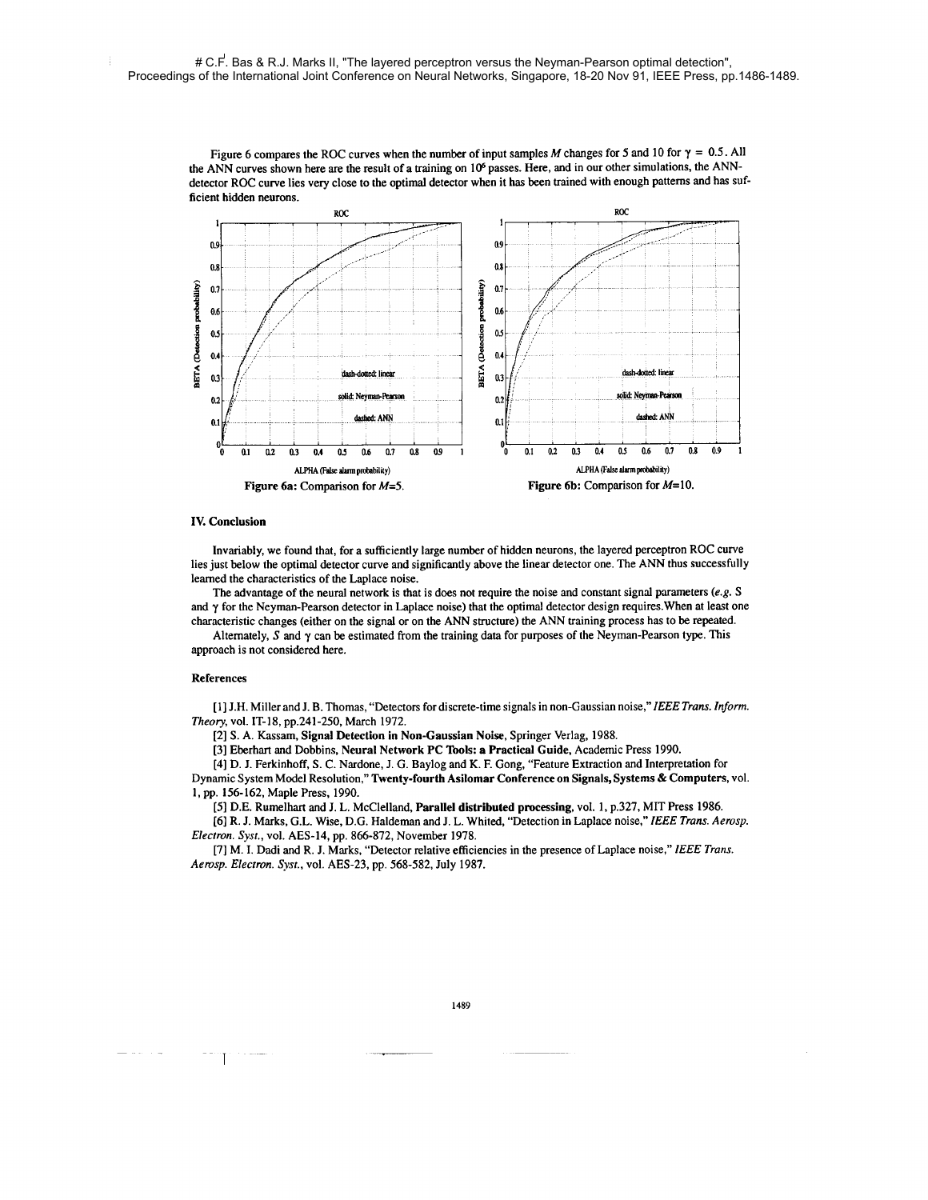Figure 6 compares the ROC curves when the number of input samples $M$ changes for 5 and 10 for $\gamma = 0.5$. All the ANN curves shown here are the result of a training on $10^6$ passes. Here, and in our other simulations, the ANN-detector ROC curve lies very close to the optimal detector when it has been trained with enough patterns and has sufficient hidden neurons.

ROC

BETA (Detection probability)

dash-dotted: linear

solid: Neyman-Pearson

dashed: ANN

ALPHA (False alarm probability)

**Figure 6a:** Comparison for $M$=5.

ROC

BETA (Detection probability)

dash-dotted: linear

solid: Neyman-Pearson

dashed: ANN

ALPHA (False alarm probability)

**Figure 6b:** Comparison for $M$=10.

## IV. Conclusion

Invariably, we found that, for a sufficiently large number of hidden neurons, the layered perceptron ROC curve lies just below the optimal detector curve and significantly above the linear detector one. The ANN thus successfully learned the characteristics of the Laplace noise.

The advantage of the neural network is that is does not require the noise and constant signal parameters (*e.g.* S and $\gamma$ for the Neyman-Pearson detector in Laplace noise) that the optimal detector design requires.When at least one characteristic changes (either on the signal or on the ANN structure) the ANN training process has to be repeated.

Alternately, $S$ and $\gamma$ can be estimated from the training data for purposes of the Neyman-Pearson type. This approach is not considered here.

## References

[1] J.H. Miller and J. B. Thomas, "Detectors for discrete-time signals in non-Gaussian noise," *IEEE Trans. Inform. Theory*, vol. IT-18, pp.241-250, March 1972.

[2] S. A. Kassam, **Signal Detection in Non-Gaussian Noise**, Springer Verlag, 1988.

[3] Eberhart and Dobbins, **Neural Network PC Tools: a Practical Guide**, Academic Press 1990.

[4] D. J. Ferkinhoff, S. C. Nardone, J. G. Baylog and K. F. Gong, "Feature Extraction and Interpretation for Dynamic System Model Resolution," **Twenty-fourth Asilomar Conference on Signals, Systems & Computers**, vol. 1, pp. 156-162, Maple Press, 1990.

[5] D.E. Rumelhart and J. L. McClelland, **Parallel distributed processing**, vol. 1, p.327, MIT Press 1986.

[6] R. J. Marks, G.L. Wise, D.G. Haldeman and J. L. Whited, "Detection in Laplace noise," *IEEE Trans. Aerosp. Electron. Syst.*, vol. AES-14, pp. 866-872, November 1978.

[7] M. I. Dadi and R. J. Marks, "Detector relative efficiencies in the presence of Laplace noise," *IEEE Trans. Aerosp. Electron. Syst.*, vol. AES-23, pp. 568-582, July 1987.